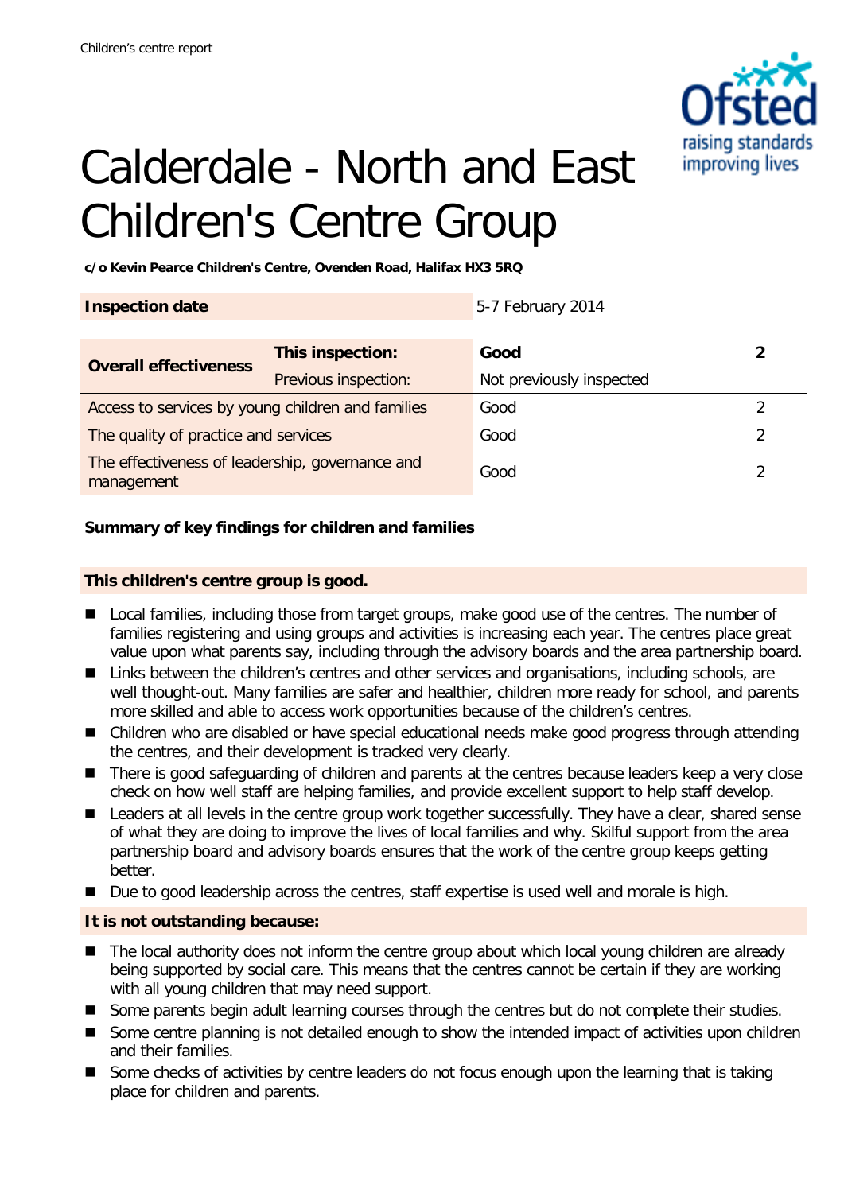# Calderdale - North and East Children's Centre Group

**c/o Kevin Pearce Children's Centre, Ovenden Road, Halifax HX3 5RQ**

| **Inspection date** | | 5-7 February 2014 | |
|---|---|---|---|
| **Overall effectiveness** | **This inspection:** | **Good** | **2** |
| | Previous inspection: | Not previously inspected | |
| Access to services by young children and families | | Good | 2 |
| The quality of practice and services | | Good | 2 |
| The effectiveness of leadership, governance and management | | Good | 2 |

**Summary of key findings for children and families**

**This children's centre group is good.**

- Local families, including those from target groups, make good use of the centres. The number of families registering and using groups and activities is increasing each year. The centres place great value upon what parents say, including through the advisory boards and the area partnership board.
- Links between the children's centres and other services and organisations, including schools, are well thought-out. Many families are safer and healthier, children more ready for school, and parents more skilled and able to access work opportunities because of the children's centres.
- Children who are disabled or have special educational needs make good progress through attending the centres, and their development is tracked very clearly.
- There is good safeguarding of children and parents at the centres because leaders keep a very close check on how well staff are helping families, and provide excellent support to help staff develop.
- Leaders at all levels in the centre group work together successfully. They have a clear, shared sense of what they are doing to improve the lives of local families and why. Skilful support from the area partnership board and advisory boards ensures that the work of the centre group keeps getting better.
- Due to good leadership across the centres, staff expertise is used well and morale is high.

**It is not outstanding because:**

- The local authority does not inform the centre group about which local young children are already being supported by social care. This means that the centres cannot be certain if they are working with all young children that may need support.
- Some parents begin adult learning courses through the centres but do not complete their studies.
- Some centre planning is not detailed enough to show the intended impact of activities upon children and their families.
- Some checks of activities by centre leaders do not focus enough upon the learning that is taking place for children and parents.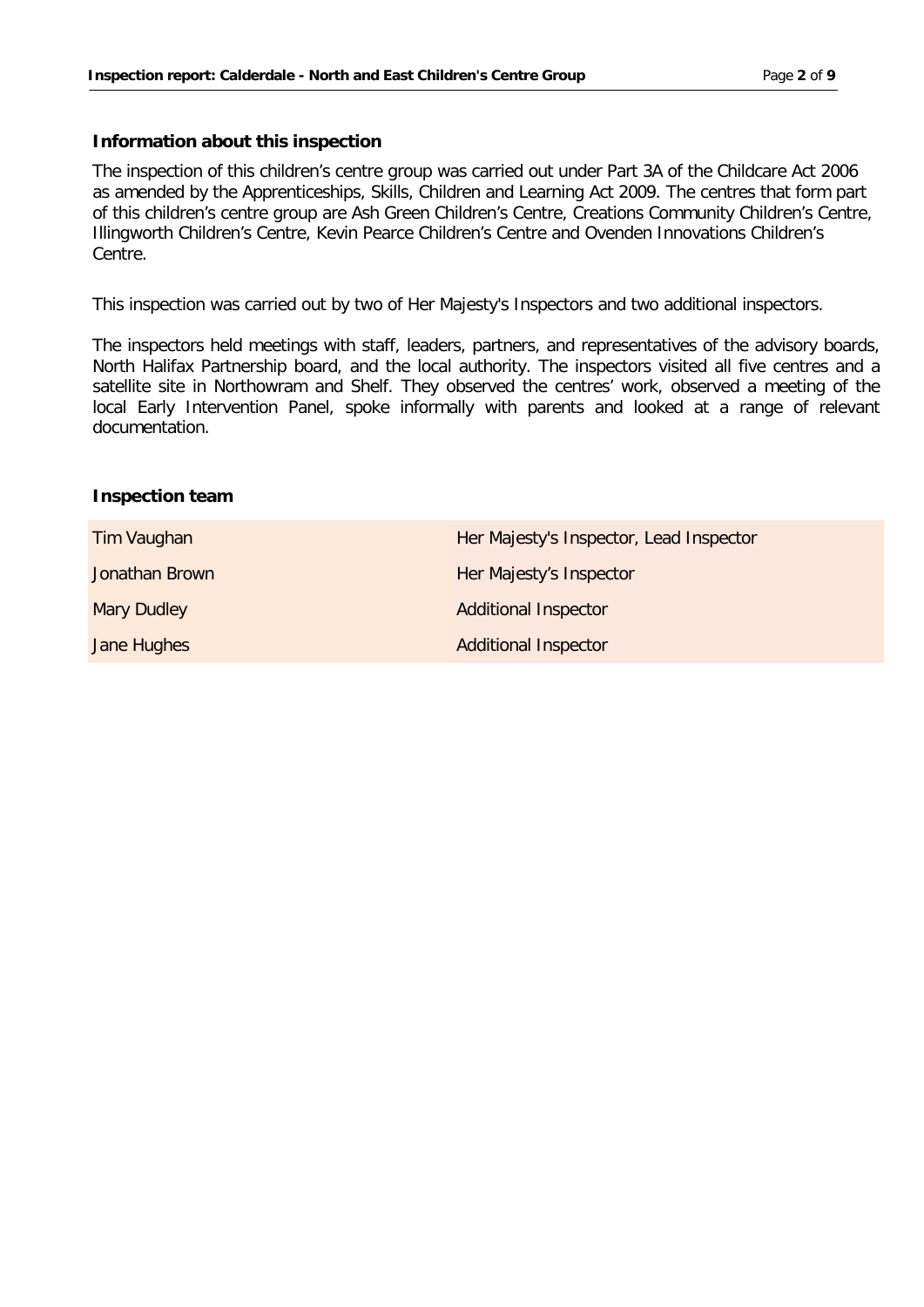## Information about this inspection

The inspection of this children's centre group was carried out under Part 3A of the Childcare Act 2006 as amended by the Apprenticeships, Skills, Children and Learning Act 2009. The centres that form part of this children's centre group are Ash Green Children's Centre, Creations Community Children's Centre, Illingworth Children's Centre, Kevin Pearce Children's Centre and Ovenden Innovations Children's Centre.

This inspection was carried out by two of Her Majesty's Inspectors and two additional inspectors.

The inspectors held meetings with staff, leaders, partners, and representatives of the advisory boards, North Halifax Partnership board, and the local authority. The inspectors visited all five centres and a satellite site in Northowram and Shelf. They observed the centres' work, observed a meeting of the local Early Intervention Panel, spoke informally with parents and looked at a range of relevant documentation.

## Inspection team

| | |
|---|---|
| Tim Vaughan | Her Majesty's Inspector, Lead Inspector |
| Jonathan Brown | Her Majesty's Inspector |
| Mary Dudley | Additional Inspector |
| Jane Hughes | Additional Inspector |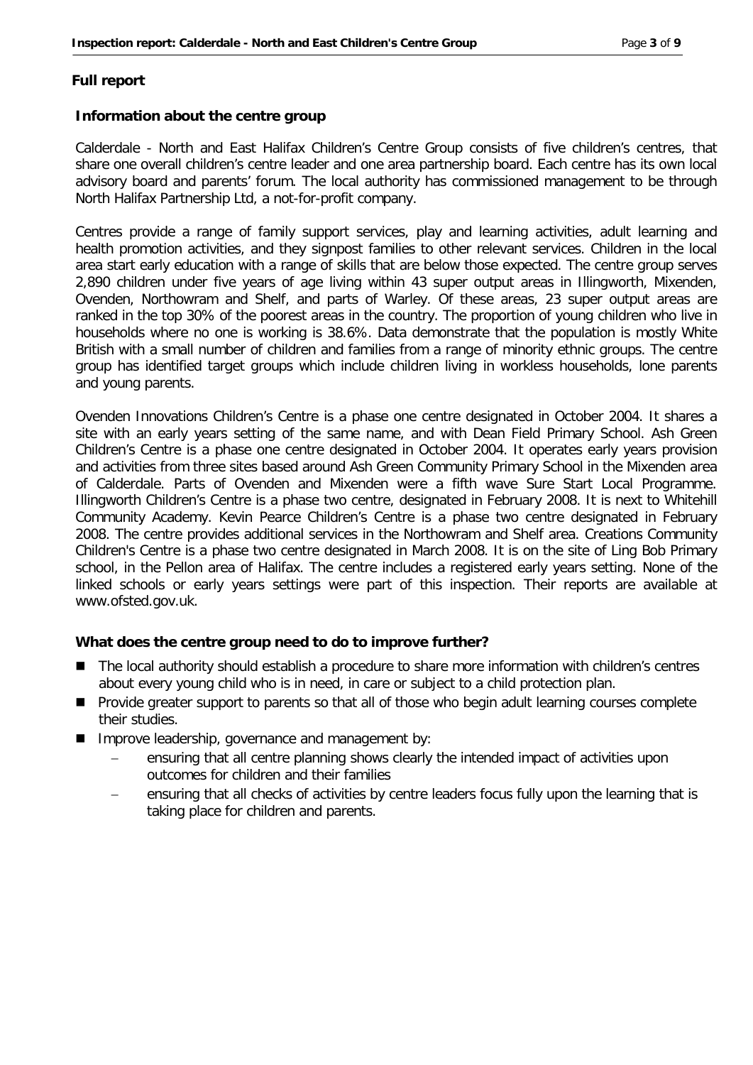## Full report

### Information about the centre group

Calderdale - North and East Halifax Children's Centre Group consists of five children's centres, that share one overall children's centre leader and one area partnership board. Each centre has its own local advisory board and parents' forum. The local authority has commissioned management to be through North Halifax Partnership Ltd, a not-for-profit company.

Centres provide a range of family support services, play and learning activities, adult learning and health promotion activities, and they signpost families to other relevant services. Children in the local area start early education with a range of skills that are below those expected. The centre group serves 2,890 children under five years of age living within 43 super output areas in Illingworth, Mixenden, Ovenden, Northowram and Shelf, and parts of Warley. Of these areas, 23 super output areas are ranked in the top 30% of the poorest areas in the country. The proportion of young children who live in households where no one is working is 38.6%. Data demonstrate that the population is mostly White British with a small number of children and families from a range of minority ethnic groups. The centre group has identified target groups which include children living in workless households, lone parents and young parents.

Ovenden Innovations Children's Centre is a phase one centre designated in October 2004. It shares a site with an early years setting of the same name, and with Dean Field Primary School. Ash Green Children's Centre is a phase one centre designated in October 2004. It operates early years provision and activities from three sites based around Ash Green Community Primary School in the Mixenden area of Calderdale. Parts of Ovenden and Mixenden were a fifth wave Sure Start Local Programme. Illingworth Children's Centre is a phase two centre, designated in February 2008. It is next to Whitehill Community Academy. Kevin Pearce Children's Centre is a phase two centre designated in February 2008. The centre provides additional services in the Northowram and Shelf area. Creations Community Children's Centre is a phase two centre designated in March 2008. It is on the site of Ling Bob Primary school, in the Pellon area of Halifax. The centre includes a registered early years setting. None of the linked schools or early years settings were part of this inspection. Their reports are available at www.ofsted.gov.uk.

### What does the centre group need to do to improve further?

- The local authority should establish a procedure to share more information with children's centres about every young child who is in need, in care or subject to a child protection plan.
- Provide greater support to parents so that all of those who begin adult learning courses complete their studies.
- Improve leadership, governance and management by:
  - ensuring that all centre planning shows clearly the intended impact of activities upon outcomes for children and their families
  - ensuring that all checks of activities by centre leaders focus fully upon the learning that is taking place for children and parents.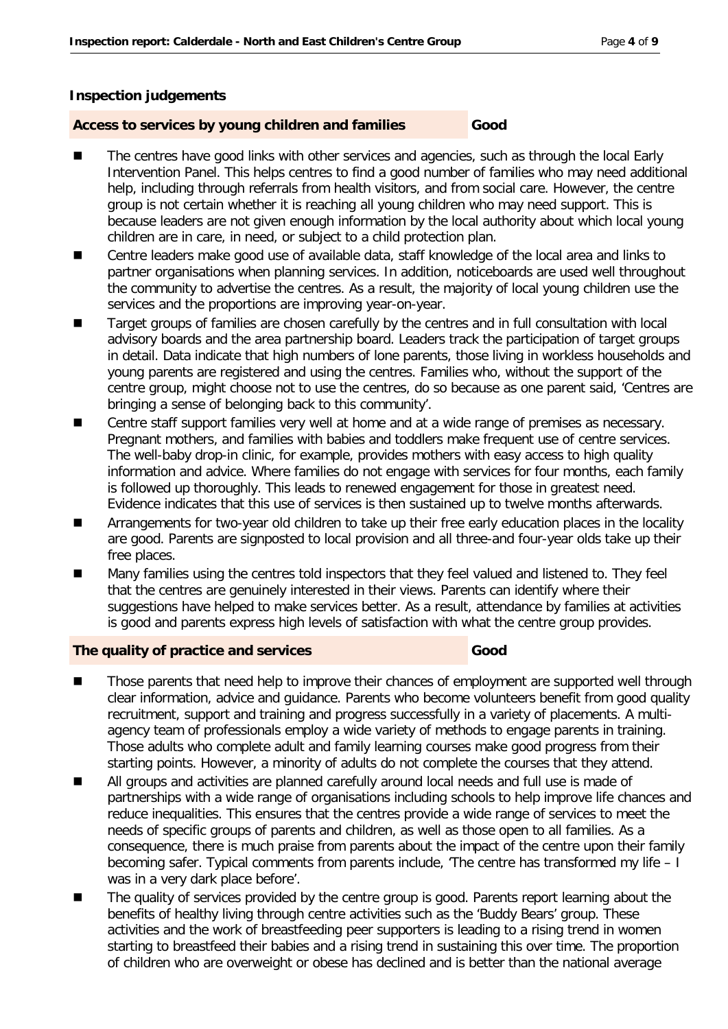## Inspection judgements

### Access to services by young children and families — Good

- The centres have good links with other services and agencies, such as through the local Early Intervention Panel. This helps centres to find a good number of families who may need additional help, including through referrals from health visitors, and from social care. However, the centre group is not certain whether it is reaching all young children who may need support. This is because leaders are not given enough information by the local authority about which local young children are in care, in need, or subject to a child protection plan.
- Centre leaders make good use of available data, staff knowledge of the local area and links to partner organisations when planning services. In addition, noticeboards are used well throughout the community to advertise the centres. As a result, the majority of local young children use the services and the proportions are improving year-on-year.
- Target groups of families are chosen carefully by the centres and in full consultation with local advisory boards and the area partnership board. Leaders track the participation of target groups in detail. Data indicate that high numbers of lone parents, those living in workless households and young parents are registered and using the centres. Families who, without the support of the centre group, might choose not to use the centres, do so because as one parent said, 'Centres are bringing a sense of belonging back to this community'.
- Centre staff support families very well at home and at a wide range of premises as necessary. Pregnant mothers, and families with babies and toddlers make frequent use of centre services. The well-baby drop-in clinic, for example, provides mothers with easy access to high quality information and advice. Where families do not engage with services for four months, each family is followed up thoroughly. This leads to renewed engagement for those in greatest need. Evidence indicates that this use of services is then sustained up to twelve months afterwards.
- Arrangements for two-year old children to take up their free early education places in the locality are good. Parents are signposted to local provision and all three-and four-year olds take up their free places.
- Many families using the centres told inspectors that they feel valued and listened to. They feel that the centres are genuinely interested in their views. Parents can identify where their suggestions have helped to make services better. As a result, attendance by families at activities is good and parents express high levels of satisfaction with what the centre group provides.

### The quality of practice and services — Good

- Those parents that need help to improve their chances of employment are supported well through clear information, advice and guidance. Parents who become volunteers benefit from good quality recruitment, support and training and progress successfully in a variety of placements. A multi-agency team of professionals employ a wide variety of methods to engage parents in training. Those adults who complete adult and family learning courses make good progress from their starting points. However, a minority of adults do not complete the courses that they attend.
- All groups and activities are planned carefully around local needs and full use is made of partnerships with a wide range of organisations including schools to help improve life chances and reduce inequalities. This ensures that the centres provide a wide range of services to meet the needs of specific groups of parents and children, as well as those open to all families. As a consequence, there is much praise from parents about the impact of the centre upon their family becoming safer. Typical comments from parents include, 'The centre has transformed my life – I was in a very dark place before'.
- The quality of services provided by the centre group is good. Parents report learning about the benefits of healthy living through centre activities such as the 'Buddy Bears' group. These activities and the work of breastfeeding peer supporters is leading to a rising trend in women starting to breastfeed their babies and a rising trend in sustaining this over time. The proportion of children who are overweight or obese has declined and is better than the national average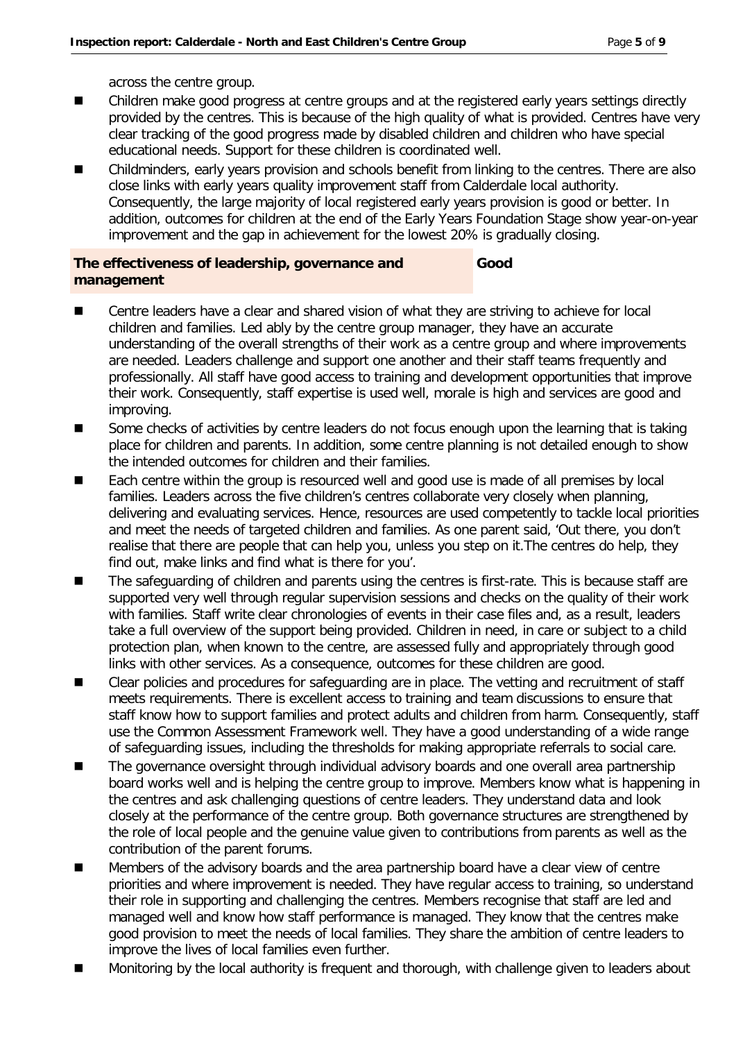across the centre group.

- Children make good progress at centre groups and at the registered early years settings directly provided by the centres. This is because of the high quality of what is provided. Centres have very clear tracking of the good progress made by disabled children and children who have special educational needs. Support for these children is coordinated well.
- Childminders, early years provision and schools benefit from linking to the centres. There are also close links with early years quality improvement staff from Calderdale local authority. Consequently, the large majority of local registered early years provision is good or better. In addition, outcomes for children at the end of the Early Years Foundation Stage show year-on-year improvement and the gap in achievement for the lowest 20% is gradually closing.

| **The effectiveness of leadership, governance and management** | **Good** |
|---|---|

- Centre leaders have a clear and shared vision of what they are striving to achieve for local children and families. Led ably by the centre group manager, they have an accurate understanding of the overall strengths of their work as a centre group and where improvements are needed. Leaders challenge and support one another and their staff teams frequently and professionally. All staff have good access to training and development opportunities that improve their work. Consequently, staff expertise is used well, morale is high and services are good and improving.
- Some checks of activities by centre leaders do not focus enough upon the learning that is taking place for children and parents. In addition, some centre planning is not detailed enough to show the intended outcomes for children and their families.
- Each centre within the group is resourced well and good use is made of all premises by local families. Leaders across the five children's centres collaborate very closely when planning, delivering and evaluating services. Hence, resources are used competently to tackle local priorities and meet the needs of targeted children and families. As one parent said, 'Out there, you don't realise that there are people that can help you, unless you step on it.The centres do help, they find out, make links and find what is there for you'.
- The safeguarding of children and parents using the centres is first-rate. This is because staff are supported very well through regular supervision sessions and checks on the quality of their work with families. Staff write clear chronologies of events in their case files and, as a result, leaders take a full overview of the support being provided. Children in need, in care or subject to a child protection plan, when known to the centre, are assessed fully and appropriately through good links with other services. As a consequence, outcomes for these children are good.
- Clear policies and procedures for safeguarding are in place. The vetting and recruitment of staff meets requirements. There is excellent access to training and team discussions to ensure that staff know how to support families and protect adults and children from harm. Consequently, staff use the Common Assessment Framework well. They have a good understanding of a wide range of safeguarding issues, including the thresholds for making appropriate referrals to social care.
- The governance oversight through individual advisory boards and one overall area partnership board works well and is helping the centre group to improve. Members know what is happening in the centres and ask challenging questions of centre leaders. They understand data and look closely at the performance of the centre group. Both governance structures are strengthened by the role of local people and the genuine value given to contributions from parents as well as the contribution of the parent forums.
- Members of the advisory boards and the area partnership board have a clear view of centre priorities and where improvement is needed. They have regular access to training, so understand their role in supporting and challenging the centres. Members recognise that staff are led and managed well and know how staff performance is managed. They know that the centres make good provision to meet the needs of local families. They share the ambition of centre leaders to improve the lives of local families even further.
- Monitoring by the local authority is frequent and thorough, with challenge given to leaders about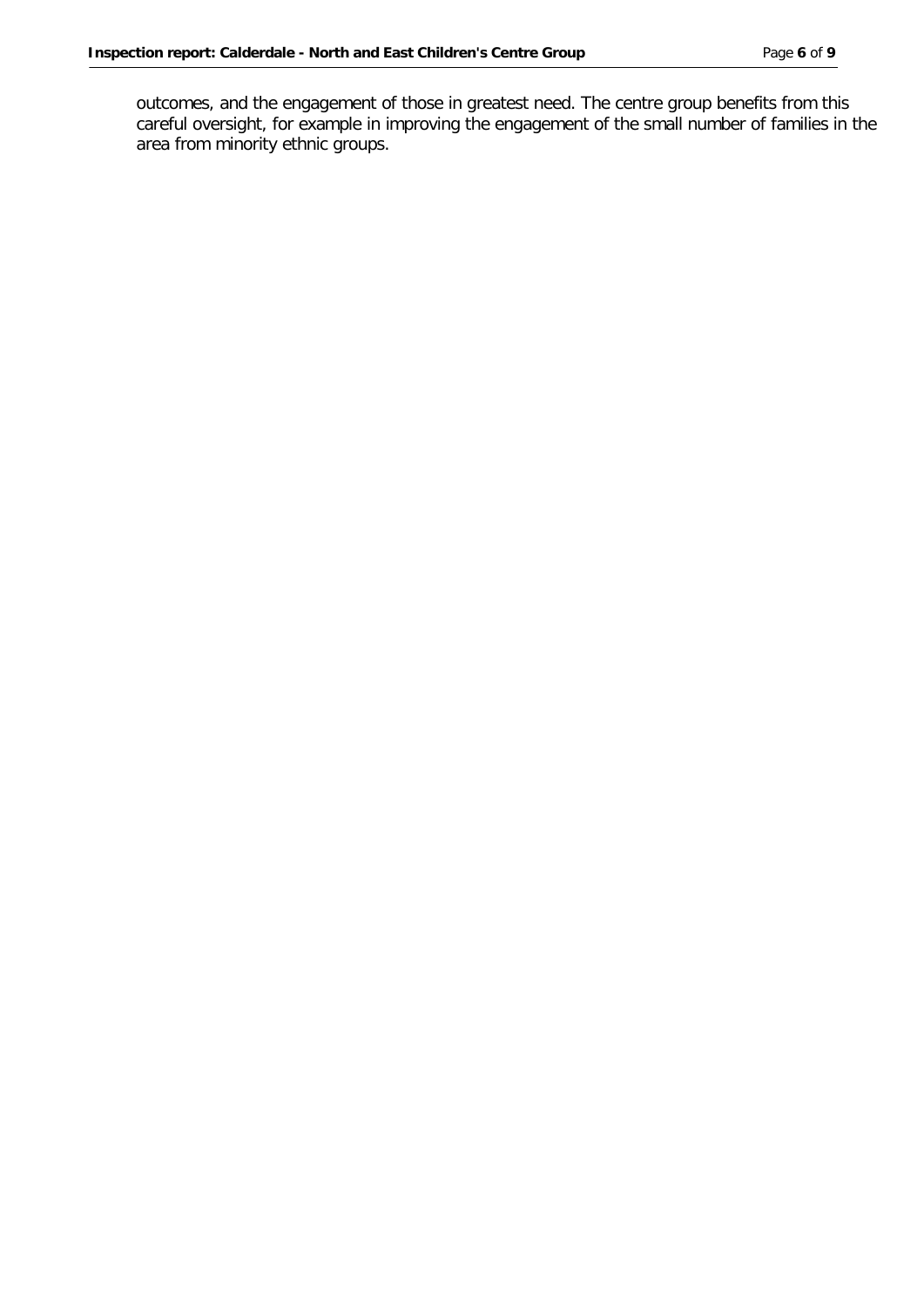outcomes, and the engagement of those in greatest need. The centre group benefits from this careful oversight, for example in improving the engagement of the small number of families in the area from minority ethnic groups.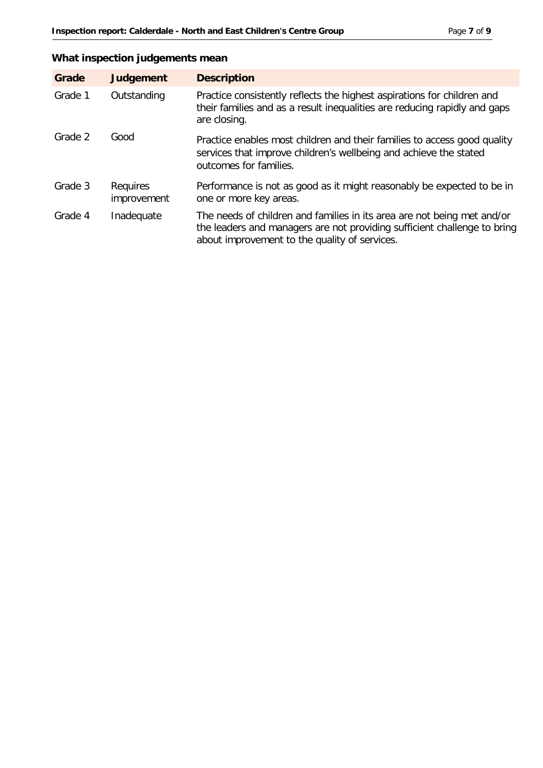## What inspection judgements mean

| Grade | Judgement | Description |
|---|---|---|
| Grade 1 | Outstanding | Practice consistently reflects the highest aspirations for children and their families and as a result inequalities are reducing rapidly and gaps are closing. |
| Grade 2 | Good | Practice enables most children and their families to access good quality services that improve children's wellbeing and achieve the stated outcomes for families. |
| Grade 3 | Requires improvement | Performance is not as good as it might reasonably be expected to be in one or more key areas. |
| Grade 4 | Inadequate | The needs of children and families in its area are not being met and/or the leaders and managers are not providing sufficient challenge to bring about improvement to the quality of services. |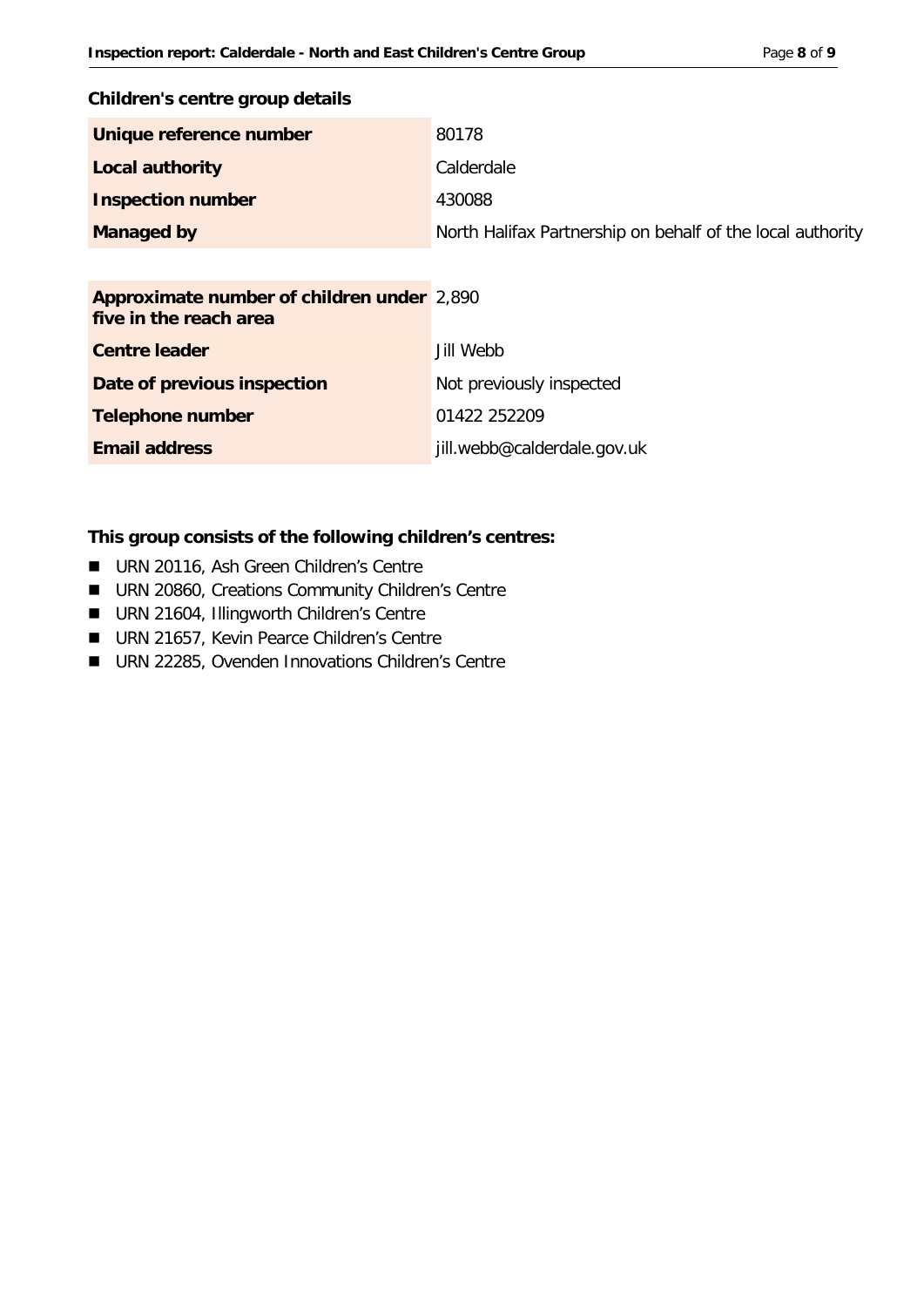## Children's centre group details

| | |
|---|---|
| **Unique reference number** | 80178 |
| **Local authority** | Calderdale |
| **Inspection number** | 430088 |
| **Managed by** | North Halifax Partnership on behalf of the local authority |

| | |
|---|---|
| **Approximate number of children under five in the reach area** | 2,890 |
| **Centre leader** | Jill Webb |
| **Date of previous inspection** | Not previously inspected |
| **Telephone number** | 01422 252209 |
| **Email address** | jill.webb@calderdale.gov.uk |

**This group consists of the following children's centres:**

- URN 20116, Ash Green Children's Centre
- URN 20860, Creations Community Children's Centre
- URN 21604, Illingworth Children's Centre
- URN 21657, Kevin Pearce Children's Centre
- URN 22285, Ovenden Innovations Children's Centre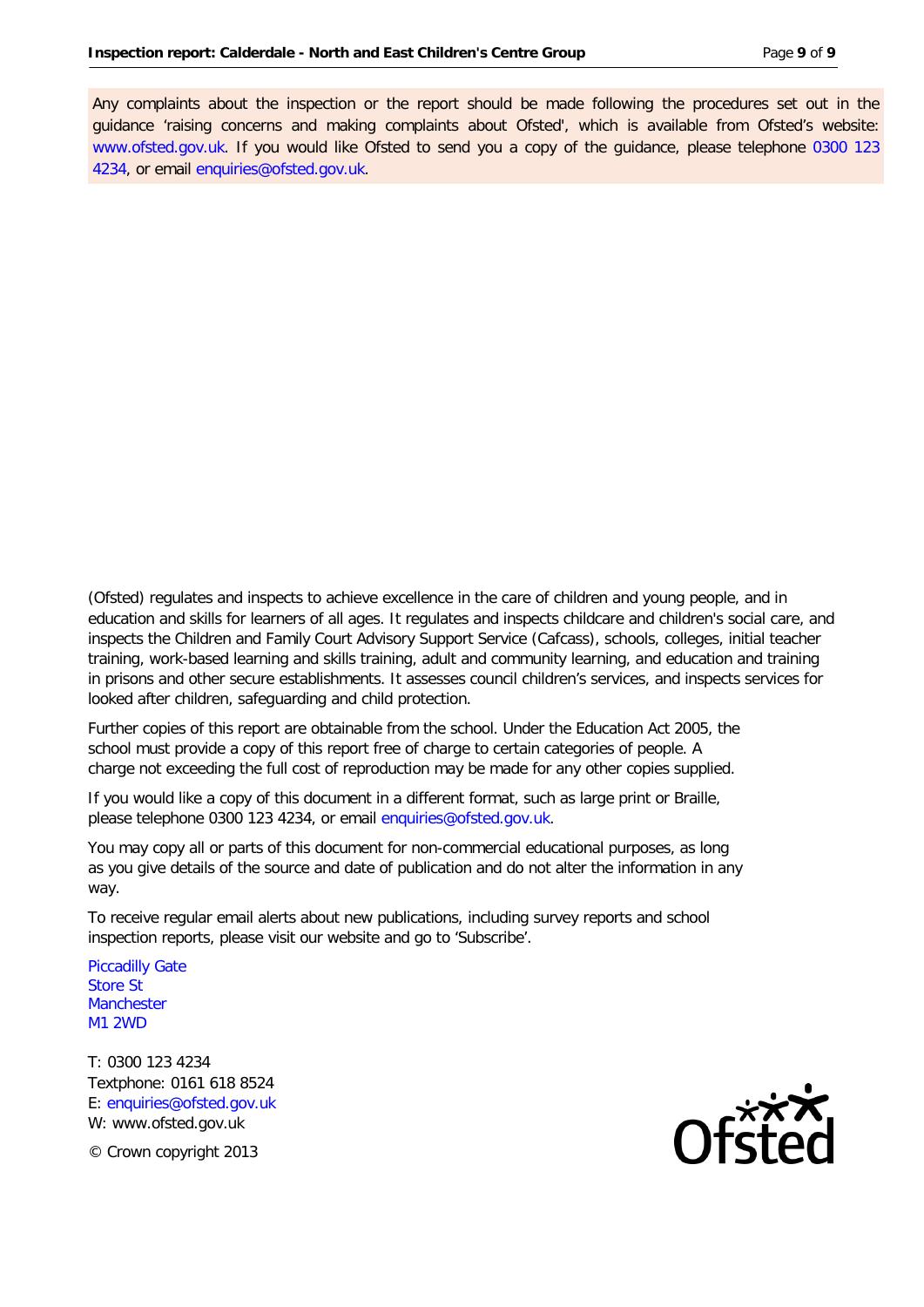Any complaints about the inspection or the report should be made following the procedures set out in the guidance 'raising concerns and making complaints about Ofsted', which is available from Ofsted's website: www.ofsted.gov.uk. If you would like Ofsted to send you a copy of the guidance, please telephone 0300 123 4234, or email enquiries@ofsted.gov.uk.

(Ofsted) regulates and inspects to achieve excellence in the care of children and young people, and in education and skills for learners of all ages. It regulates and inspects childcare and children's social care, and inspects the Children and Family Court Advisory Support Service (Cafcass), schools, colleges, initial teacher training, work-based learning and skills training, adult and community learning, and education and training in prisons and other secure establishments. It assesses council children's services, and inspects services for looked after children, safeguarding and child protection.

Further copies of this report are obtainable from the school. Under the Education Act 2005, the school must provide a copy of this report free of charge to certain categories of people. A charge not exceeding the full cost of reproduction may be made for any other copies supplied.

If you would like a copy of this document in a different format, such as large print or Braille, please telephone 0300 123 4234, or email enquiries@ofsted.gov.uk.

You may copy all or parts of this document for non-commercial educational purposes, as long as you give details of the source and date of publication and do not alter the information in any way.

To receive regular email alerts about new publications, including survey reports and school inspection reports, please visit our website and go to 'Subscribe'.

Piccadilly Gate
Store St
Manchester
M1 2WD

T: 0300 123 4234
Textphone: 0161 618 8524
E: enquiries@ofsted.gov.uk
W: www.ofsted.gov.uk

© Crown copyright 2013

Ofsted